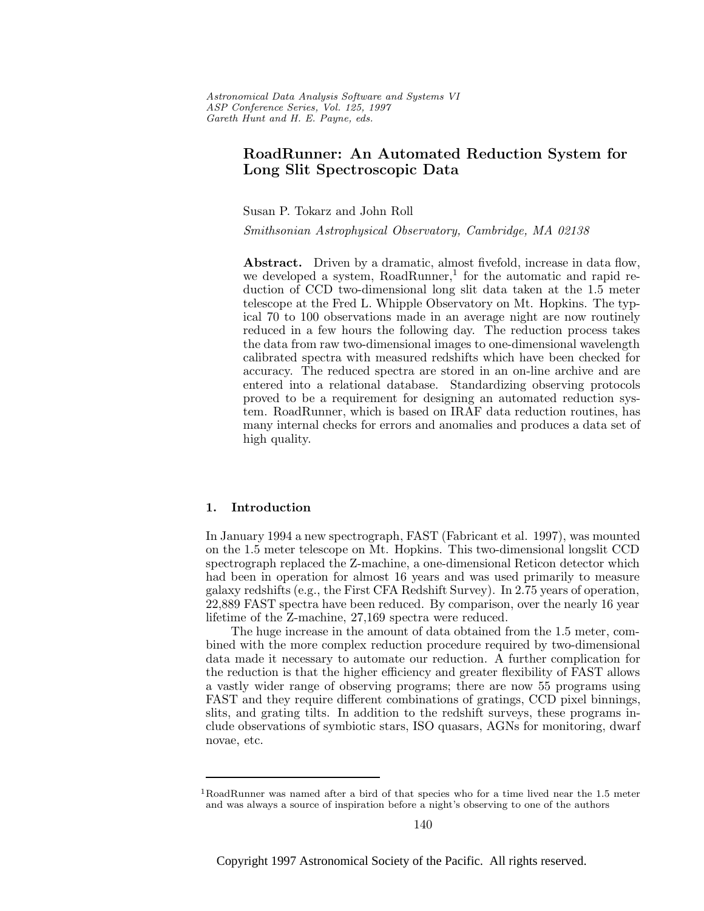# RoadRunner: An Automated Reduction System for Long Slit Spectroscopic Data

Susan P. Tokarz and John Roll

*Smithsonian Astrophysical Observatory, Cambridge, MA 02138*

**Abstract.** Driven by a dramatic, almost fivefold, increase in data flow, we developed a system, RoadRunner,[1] for the automatic and rapid reduction of CCD two-dimensional long slit data taken at the 1.5 meter telescope at the Fred L. Whipple Observatory on Mt. Hopkins. The typical 70 to 100 observations made in an average night are now routinely reduced in a few hours the following day. The reduction process takes the data from raw two-dimensional images to one-dimensional wavelength calibrated spectra with measured redshifts which have been checked for accuracy. The reduced spectra are stored in an on-line archive and are entered into a relational database. Standardizing observing protocols proved to be a requirement for designing an automated reduction system. RoadRunner, which is based on IRAF data reduction routines, has many internal checks for errors and anomalies and produces a data set of high quality.

## 1. Introduction

In January 1994 a new spectrograph, FAST (Fabricant et al. 1997), was mounted on the 1.5 meter telescope on Mt. Hopkins. This two-dimensional longslit CCD spectrograph replaced the Z-machine, a one-dimensional Reticon detector which had been in operation for almost 16 years and was used primarily to measure galaxy redshifts (e.g., the First CFA Redshift Survey). In 2.75 years of operation, 22,889 FAST spectra have been reduced. By comparison, over the nearly 16 year lifetime of the Z-machine, 27,169 spectra were reduced.

The huge increase in the amount of data obtained from the 1.5 meter, combined with the more complex reduction procedure required by two-dimensional data made it necessary to automate our reduction. A further complication for the reduction is that the higher efficiency and greater flexibility of FAST allows a vastly wider range of observing programs; there are now 55 programs using FAST and they require different combinations of gratings, CCD pixel binnings, slits, and grating tilts. In addition to the redshift surveys, these programs include observations of symbiotic stars, ISO quasars, AGNs for monitoring, dwarf novae, etc.

[1] RoadRunner was named after a bird of that species who for a time lived near the 1.5 meter and was always a source of inspiration before a night's observing to one of the authors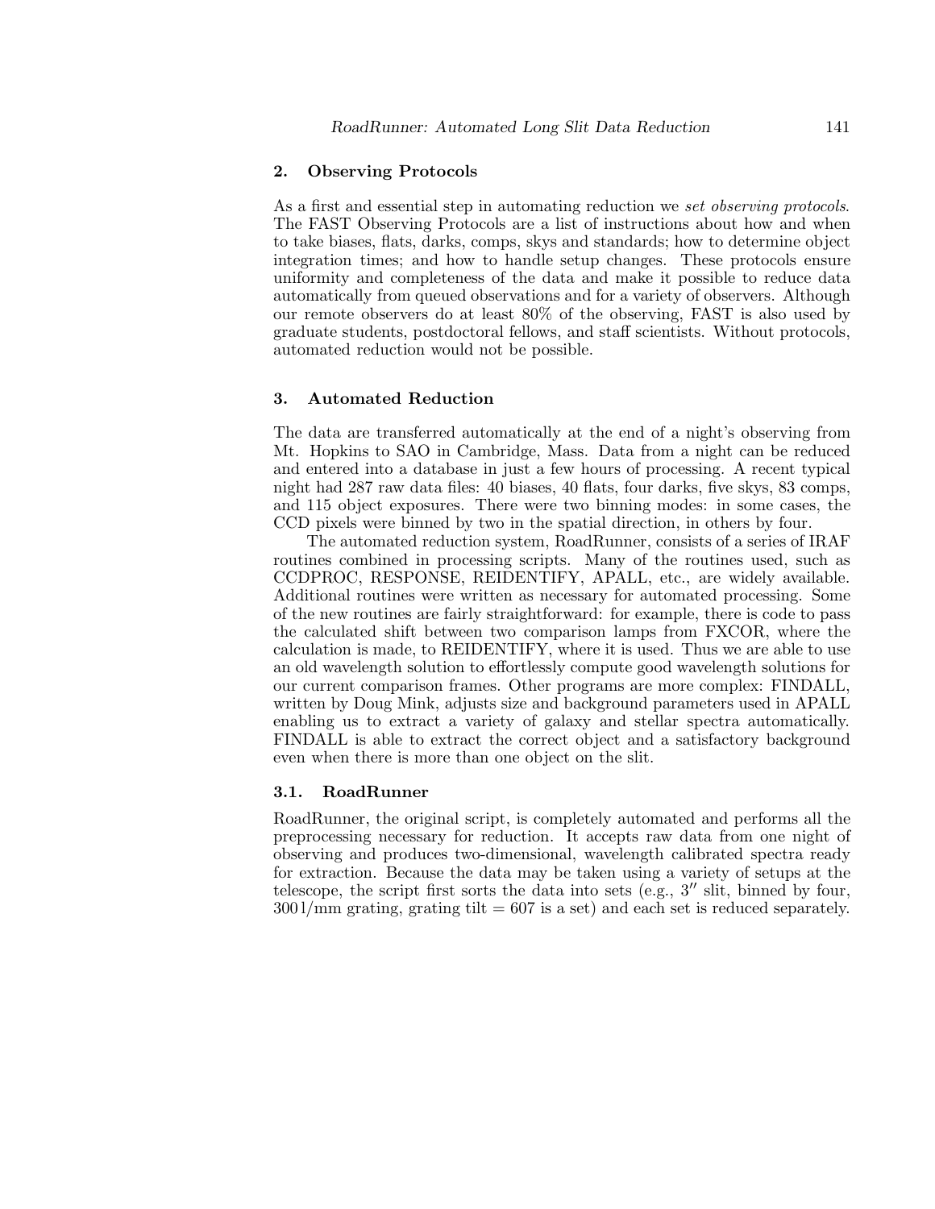## 2. Observing Protocols

As a first and essential step in automating reduction we *set observing protocols*. The FAST Observing Protocols are a list of instructions about how and when to take biases, flats, darks, comps, skys and standards; how to determine object integration times; and how to handle setup changes. These protocols ensure uniformity and completeness of the data and make it possible to reduce data automatically from queued observations and for a variety of observers. Although our remote observers do at least 80% of the observing, FAST is also used by graduate students, postdoctoral fellows, and staff scientists. Without protocols, automated reduction would not be possible.

## 3. Automated Reduction

The data are transferred automatically at the end of a night's observing from Mt. Hopkins to SAO in Cambridge, Mass. Data from a night can be reduced and entered into a database in just a few hours of processing. A recent typical night had 287 raw data files: 40 biases, 40 flats, four darks, five skys, 83 comps, and 115 object exposures. There were two binning modes: in some cases, the CCD pixels were binned by two in the spatial direction, in others by four.

The automated reduction system, RoadRunner, consists of a series of IRAF routines combined in processing scripts. Many of the routines used, such as CCDPROC, RESPONSE, REIDENTIFY, APALL, etc., are widely available. Additional routines were written as necessary for automated processing. Some of the new routines are fairly straightforward: for example, there is code to pass the calculated shift between two comparison lamps from FXCOR, where the calculation is made, to REIDENTIFY, where it is used. Thus we are able to use an old wavelength solution to effortlessly compute good wavelength solutions for our current comparison frames. Other programs are more complex: FINDALL, written by Doug Mink, adjusts size and background parameters used in APALL enabling us to extract a variety of galaxy and stellar spectra automatically. FINDALL is able to extract the correct object and a satisfactory background even when there is more than one object on the slit.

### 3.1. RoadRunner

RoadRunner, the original script, is completely automated and performs all the preprocessing necessary for reduction. It accepts raw data from one night of observing and produces two-dimensional, wavelength calibrated spectra ready for extraction. Because the data may be taken using a variety of setups at the telescope, the script first sorts the data into sets (e.g., $3''$ slit, binned by four, 300 l/mm grating, grating tilt = 607 is a set) and each set is reduced separately.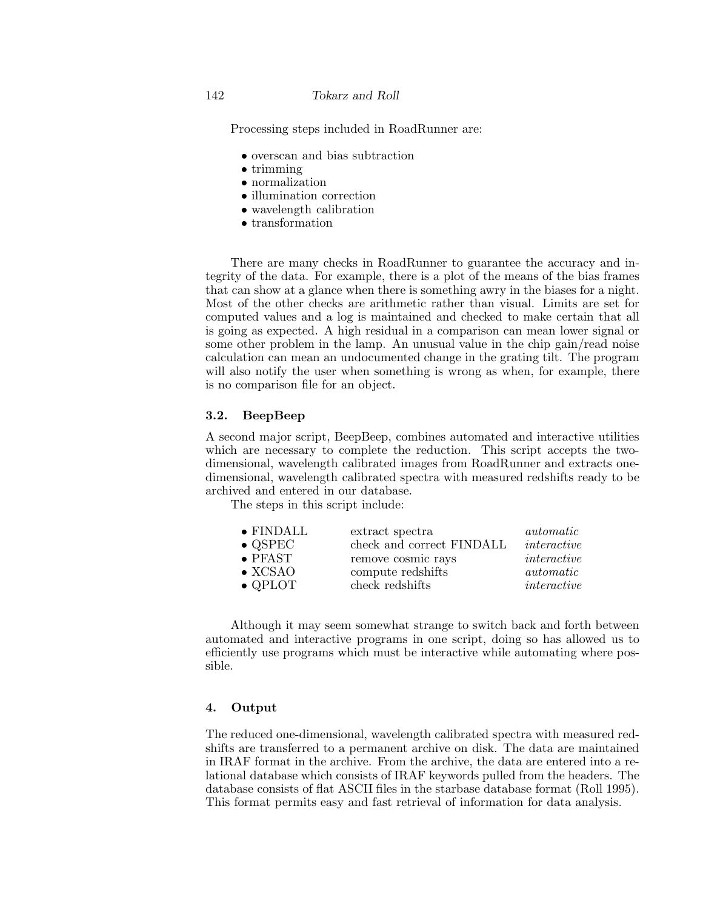Processing steps included in RoadRunner are:

- overscan and bias subtraction
- trimming
- normalization
- illumination correction
- wavelength calibration
- transformation

There are many checks in RoadRunner to guarantee the accuracy and integrity of the data. For example, there is a plot of the means of the bias frames that can show at a glance when there is something awry in the biases for a night. Most of the other checks are arithmetic rather than visual. Limits are set for computed values and a log is maintained and checked to make certain that all is going as expected. A high residual in a comparison can mean lower signal or some other problem in the lamp. An unusual value in the chip gain/read noise calculation can mean an undocumented change in the grating tilt. The program will also notify the user when something is wrong as when, for example, there is no comparison file for an object.

### 3.2. BeepBeep

A second major script, BeepBeep, combines automated and interactive utilities which are necessary to complete the reduction. This script accepts the two-dimensional, wavelength calibrated images from RoadRunner and extracts one-dimensional, wavelength calibrated spectra with measured redshifts ready to be archived and entered in our database.

The steps in this script include:

| | | |
|---|---|---|
| • FINDALL | extract spectra | *automatic* |
| • QSPEC | check and correct FINDALL | *interactive* |
| • PFAST | remove cosmic rays | *interactive* |
| • XCSAO | compute redshifts | *automatic* |
| • QPLOT | check redshifts | *interactive* |

Although it may seem somewhat strange to switch back and forth between automated and interactive programs in one script, doing so has allowed us to efficiently use programs which must be interactive while automating where possible.

## 4. Output

The reduced one-dimensional, wavelength calibrated spectra with measured redshifts are transferred to a permanent archive on disk. The data are maintained in IRAF format in the archive. From the archive, the data are entered into a relational database which consists of IRAF keywords pulled from the headers. The database consists of flat ASCII files in the starbase database format (Roll 1995). This format permits easy and fast retrieval of information for data analysis.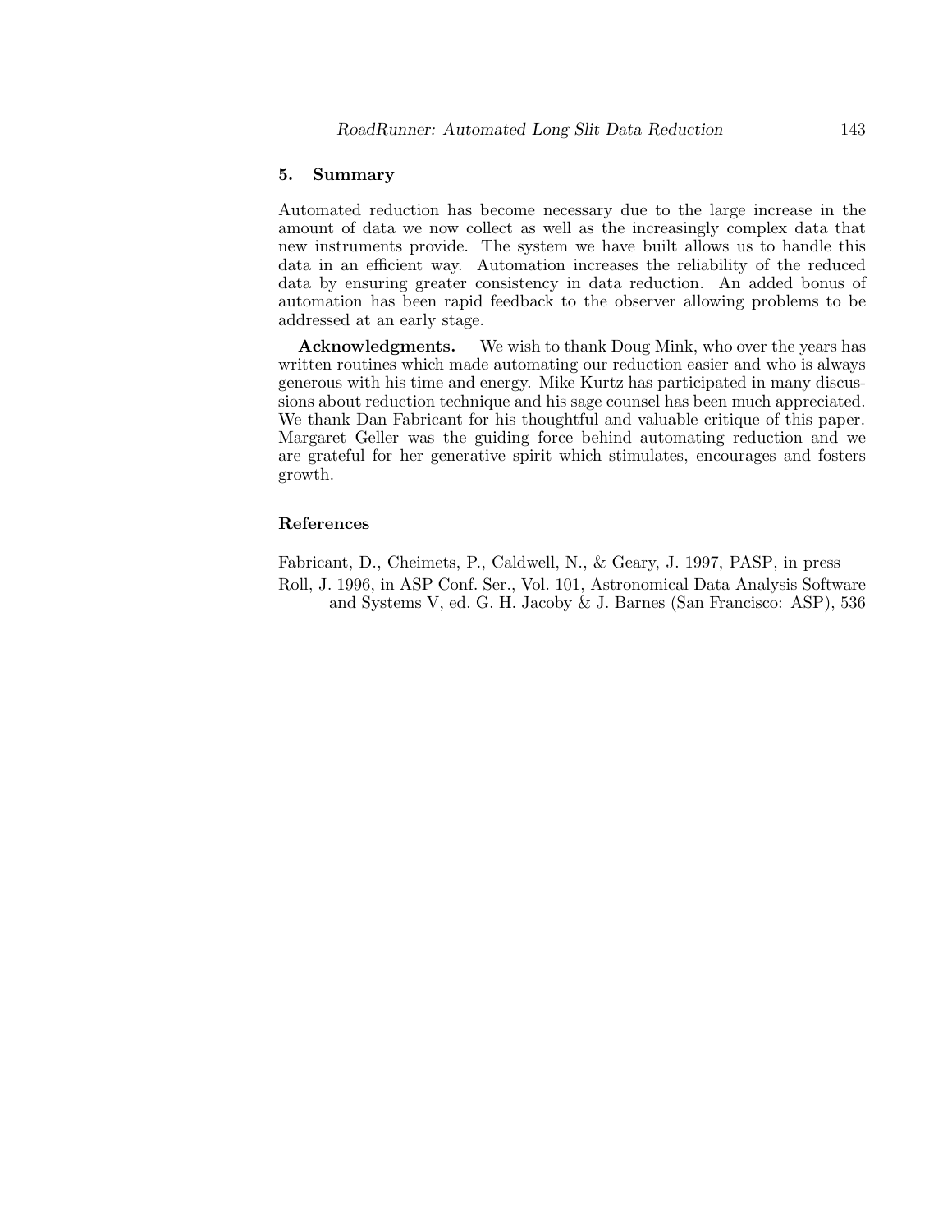## 5. Summary

Automated reduction has become necessary due to the large increase in the amount of data we now collect as well as the increasingly complex data that new instruments provide. The system we have built allows us to handle this data in an efficient way. Automation increases the reliability of the reduced data by ensuring greater consistency in data reduction. An added bonus of automation has been rapid feedback to the observer allowing problems to be addressed at an early stage.

**Acknowledgments.** We wish to thank Doug Mink, who over the years has written routines which made automating our reduction easier and who is always generous with his time and energy. Mike Kurtz has participated in many discussions about reduction technique and his sage counsel has been much appreciated. We thank Dan Fabricant for his thoughtful and valuable critique of this paper. Margaret Geller was the guiding force behind automating reduction and we are grateful for her generative spirit which stimulates, encourages and fosters growth.

## References

Fabricant, D., Cheimets, P., Caldwell, N., & Geary, J. 1997, PASP, in press

Roll, J. 1996, in ASP Conf. Ser., Vol. 101, Astronomical Data Analysis Software and Systems V, ed. G. H. Jacoby & J. Barnes (San Francisco: ASP), 536